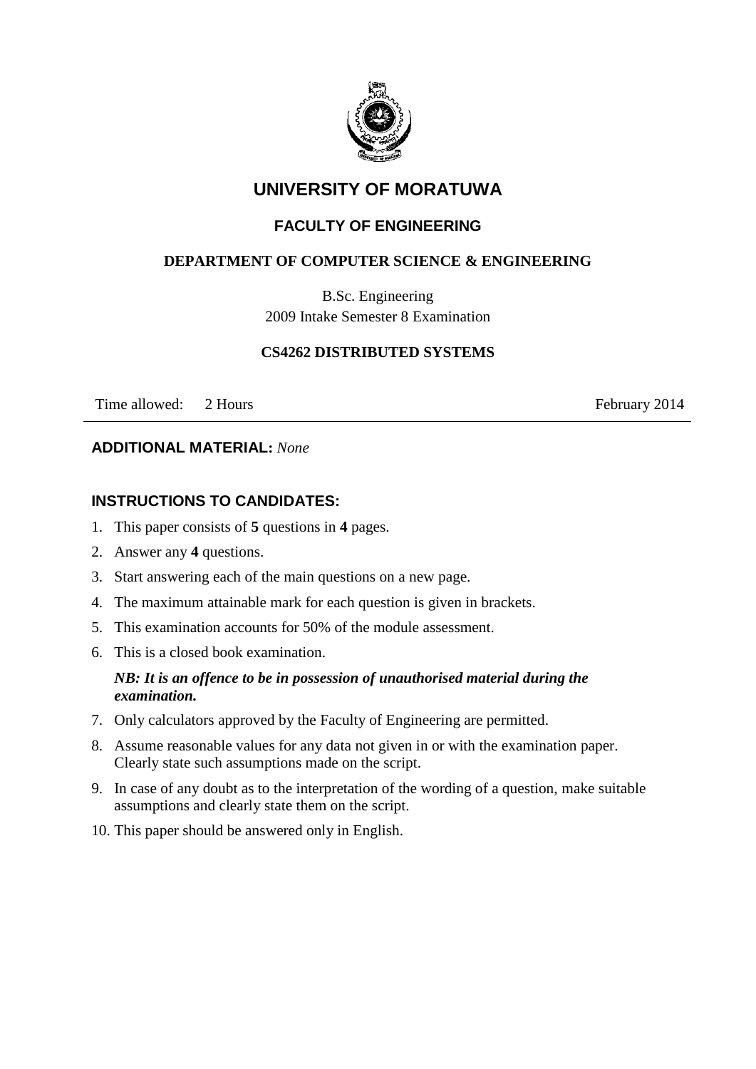# UNIVERSITY OF MORATUWA

## FACULTY OF ENGINEERING

### DEPARTMENT OF COMPUTER SCIENCE & ENGINEERING

B.Sc. Engineering
2009 Intake Semester 8 Examination

**CS4262 DISTRIBUTED SYSTEMS**

Time allowed: 2 Hours | February 2014

---

**ADDITIONAL MATERIAL:** *None*

**INSTRUCTIONS TO CANDIDATES:**

1. This paper consists of **5** questions in **4** pages.
2. Answer any **4** questions.
3. Start answering each of the main questions on a new page.
4. The maximum attainable mark for each question is given in brackets.
5. This examination accounts for 50% of the module assessment.
6. This is a closed book examination.

   ***NB: It is an offence to be in possession of unauthorised material during the examination.***

7. Only calculators approved by the Faculty of Engineering are permitted.
8. Assume reasonable values for any data not given in or with the examination paper. Clearly state such assumptions made on the script.
9. In case of any doubt as to the interpretation of the wording of a question, make suitable assumptions and clearly state them on the script.
10. This paper should be answered only in English.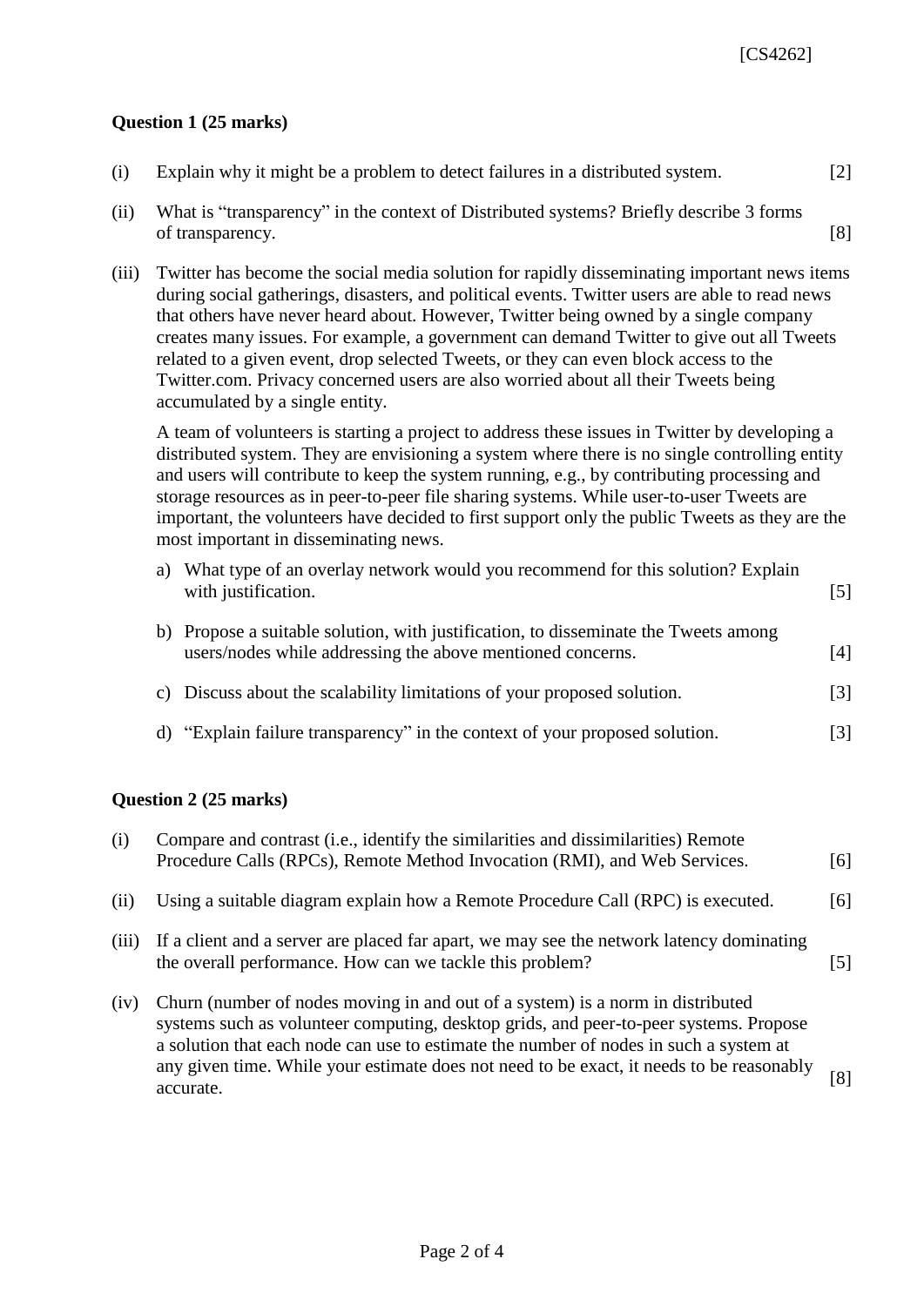**Question 1 (25 marks)**

(i) Explain why it might be a problem to detect failures in a distributed system. [2]

(ii) What is "transparency" in the context of Distributed systems? Briefly describe 3 forms of transparency. [8]

(iii) Twitter has become the social media solution for rapidly disseminating important news items during social gatherings, disasters, and political events. Twitter users are able to read news that others have never heard about. However, Twitter being owned by a single company creates many issues. For example, a government can demand Twitter to give out all Tweets related to a given event, drop selected Tweets, or they can even block access to the Twitter.com. Privacy concerned users are also worried about all their Tweets being accumulated by a single entity.

A team of volunteers is starting a project to address these issues in Twitter by developing a distributed system. They are envisioning a system where there is no single controlling entity and users will contribute to keep the system running, e.g., by contributing processing and storage resources as in peer-to-peer file sharing systems. While user-to-user Tweets are important, the volunteers have decided to first support only the public Tweets as they are the most important in disseminating news.

a) What type of an overlay network would you recommend for this solution? Explain with justification. [5]

b) Propose a suitable solution, with justification, to disseminate the Tweets among users/nodes while addressing the above mentioned concerns. [4]

c) Discuss about the scalability limitations of your proposed solution. [3]

d) "Explain failure transparency" in the context of your proposed solution. [3]

**Question 2 (25 marks)**

(i) Compare and contrast (i.e., identify the similarities and dissimilarities) Remote Procedure Calls (RPCs), Remote Method Invocation (RMI), and Web Services. [6]

(ii) Using a suitable diagram explain how a Remote Procedure Call (RPC) is executed. [6]

(iii) If a client and a server are placed far apart, we may see the network latency dominating the overall performance. How can we tackle this problem? [5]

(iv) Churn (number of nodes moving in and out of a system) is a norm in distributed systems such as volunteer computing, desktop grids, and peer-to-peer systems. Propose a solution that each node can use to estimate the number of nodes in such a system at any given time. While your estimate does not need to be exact, it needs to be reasonably accurate. [8]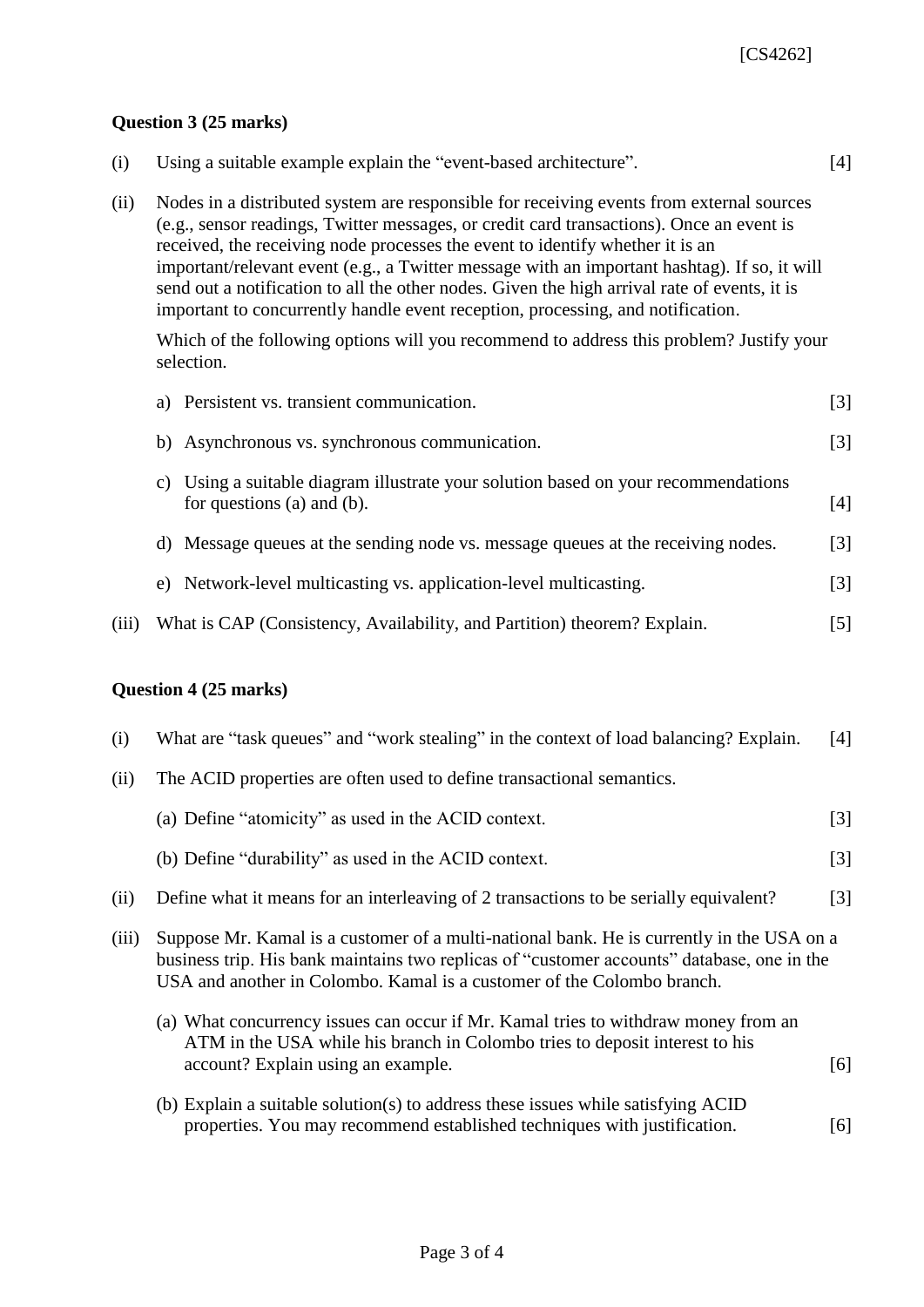**Question 3 (25 marks)**

(i) Using a suitable example explain the “event-based architecture”. [4]

(ii) Nodes in a distributed system are responsible for receiving events from external sources (e.g., sensor readings, Twitter messages, or credit card transactions). Once an event is received, the receiving node processes the event to identify whether it is an important/relevant event (e.g., a Twitter message with an important hashtag). If so, it will send out a notification to all the other nodes. Given the high arrival rate of events, it is important to concurrently handle event reception, processing, and notification.

Which of the following options will you recommend to address this problem? Justify your selection.

a) Persistent vs. transient communication. [3]

b) Asynchronous vs. synchronous communication. [3]

c) Using a suitable diagram illustrate your solution based on your recommendations for questions (a) and (b). [4]

d) Message queues at the sending node vs. message queues at the receiving nodes. [3]

e) Network-level multicasting vs. application-level multicasting. [3]

(iii) What is CAP (Consistency, Availability, and Partition) theorem? Explain. [5]

**Question 4 (25 marks)**

(i) What are “task queues” and “work stealing” in the context of load balancing? Explain. [4]

(ii) The ACID properties are often used to define transactional semantics.

(a) Define “atomicity” as used in the ACID context. [3]

(b) Define “durability” as used in the ACID context. [3]

(ii) Define what it means for an interleaving of 2 transactions to be serially equivalent? [3]

(iii) Suppose Mr. Kamal is a customer of a multi-national bank. He is currently in the USA on a business trip. His bank maintains two replicas of “customer accounts” database, one in the USA and another in Colombo. Kamal is a customer of the Colombo branch.

(a) What concurrency issues can occur if Mr. Kamal tries to withdraw money from an ATM in the USA while his branch in Colombo tries to deposit interest to his account? Explain using an example. [6]

(b) Explain a suitable solution(s) to address these issues while satisfying ACID properties. You may recommend established techniques with justification. [6]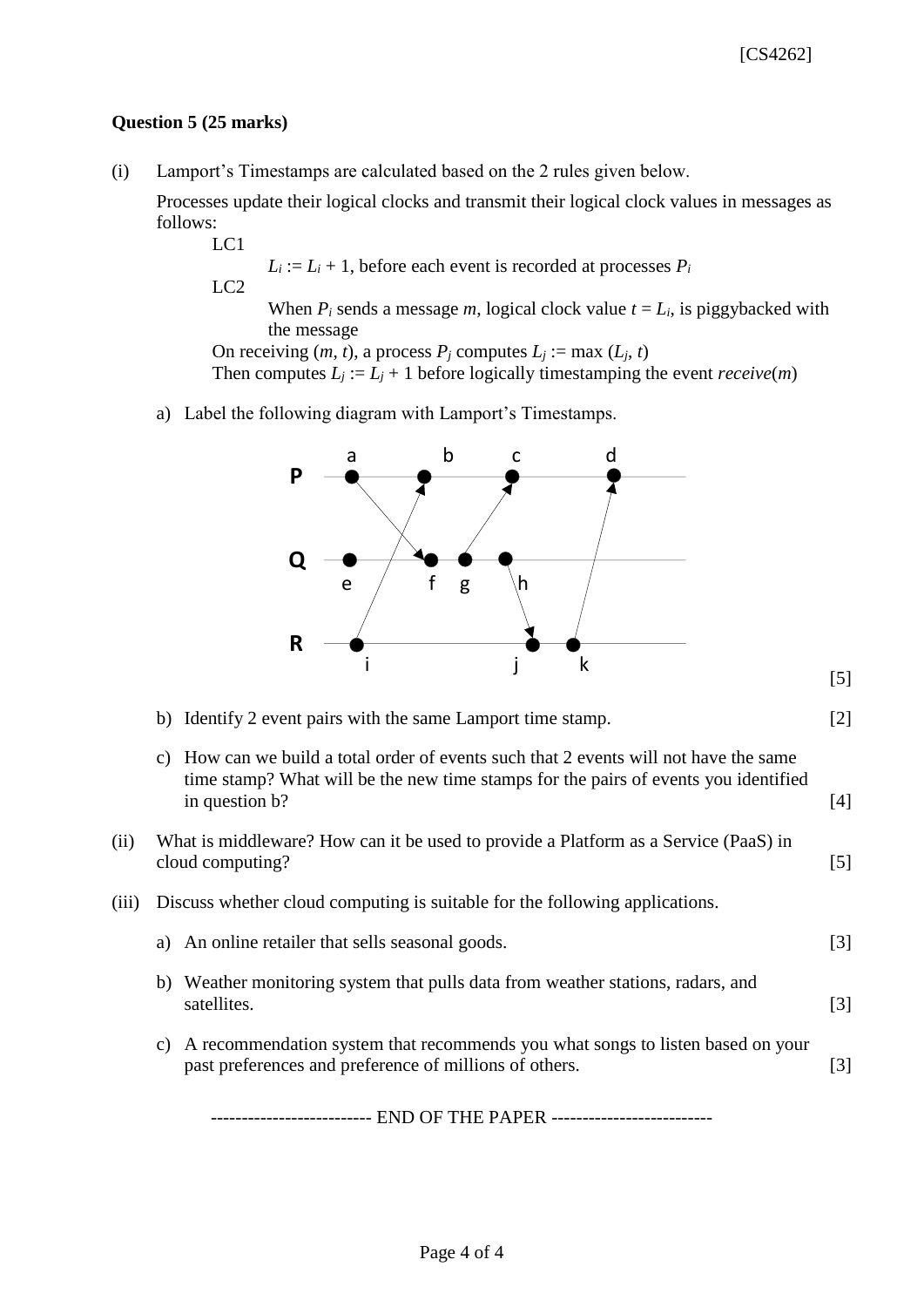**Question 5 (25 marks)**

(i) Lamport's Timestamps are calculated based on the 2 rules given below.

Processes update their logical clocks and transmit their logical clock values in messages as follows:

LC1

$L_i := L_i + 1$, before each event is recorded at processes $P_i$

LC2

When $P_i$ sends a message $m$, logical clock value $t = L_i$, is piggybacked with the message

On receiving ($m$, $t$), a process $P_j$ computes $L_j := \max(L_j, t)$

Then computes $L_j := L_j + 1$ before logically timestamping the event *receive*($m$)

a) Label the following diagram with Lamport's Timestamps.

P

a b c d

Q

e f g h

R

i j k

[5]

b) Identify 2 event pairs with the same Lamport time stamp. [2]

c) How can we build a total order of events such that 2 events will not have the same time stamp? What will be the new time stamps for the pairs of events you identified in question b? [4]

(ii) What is middleware? How can it be used to provide a Platform as a Service (PaaS) in cloud computing? [5]

(iii) Discuss whether cloud computing is suitable for the following applications.

a) An online retailer that sells seasonal goods. [3]

b) Weather monitoring system that pulls data from weather stations, radars, and satellites. [3]

c) A recommendation system that recommends you what songs to listen based on your past preferences and preference of millions of others. [3]

------------------------- END OF THE PAPER -------------------------